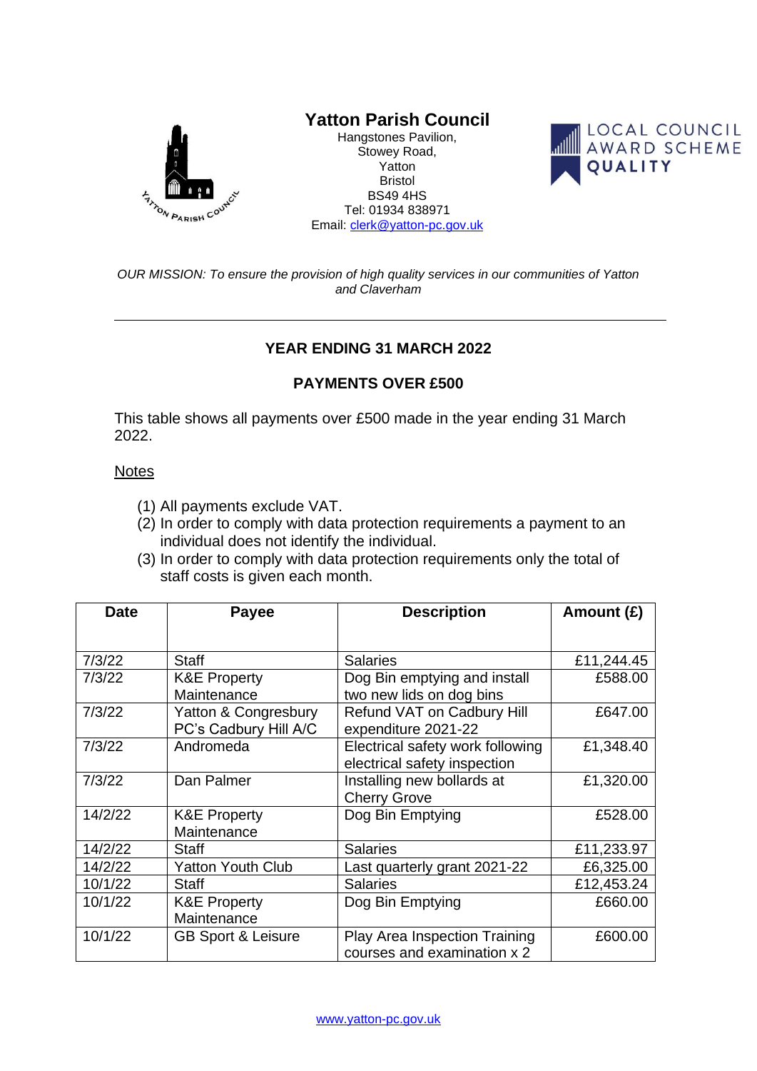# Yatton Parish Council

Hangstones Pavilion,
Stowey Road,
Yatton
Bristol
BS49 4HS
Tel: 01934 838971
Email: clerk@yatton-pc.gov.uk

LOCAL COUNCIL AWARD SCHEME QUALITY

*OUR MISSION: To ensure the provision of high quality services in our communities of Yatton and Claverham*

---

## YEAR ENDING 31 MARCH 2022

## PAYMENTS OVER £500

This table shows all payments over £500 made in the year ending 31 March 2022.

Notes

1. All payments exclude VAT.
2. In order to comply with data protection requirements a payment to an individual does not identify the individual.
3. In order to comply with data protection requirements only the total of staff costs is given each month.

| Date | Payee | Description | Amount (£) |
|---|---|---|---|
| 7/3/22 | Staff | Salaries | £11,244.45 |
| 7/3/22 | K&E Property Maintenance | Dog Bin emptying and install two new lids on dog bins | £588.00 |
| 7/3/22 | Yatton & Congresbury PC's Cadbury Hill A/C | Refund VAT on Cadbury Hill expenditure 2021-22 | £647.00 |
| 7/3/22 | Andromeda | Electrical safety work following electrical safety inspection | £1,348.40 |
| 7/3/22 | Dan Palmer | Installing new bollards at Cherry Grove | £1,320.00 |
| 14/2/22 | K&E Property Maintenance | Dog Bin Emptying | £528.00 |
| 14/2/22 | Staff | Salaries | £11,233.97 |
| 14/2/22 | Yatton Youth Club | Last quarterly grant 2021-22 | £6,325.00 |
| 10/1/22 | Staff | Salaries | £12,453.24 |
| 10/1/22 | K&E Property Maintenance | Dog Bin Emptying | £660.00 |
| 10/1/22 | GB Sport & Leisure | Play Area Inspection Training courses and examination x 2 | £600.00 |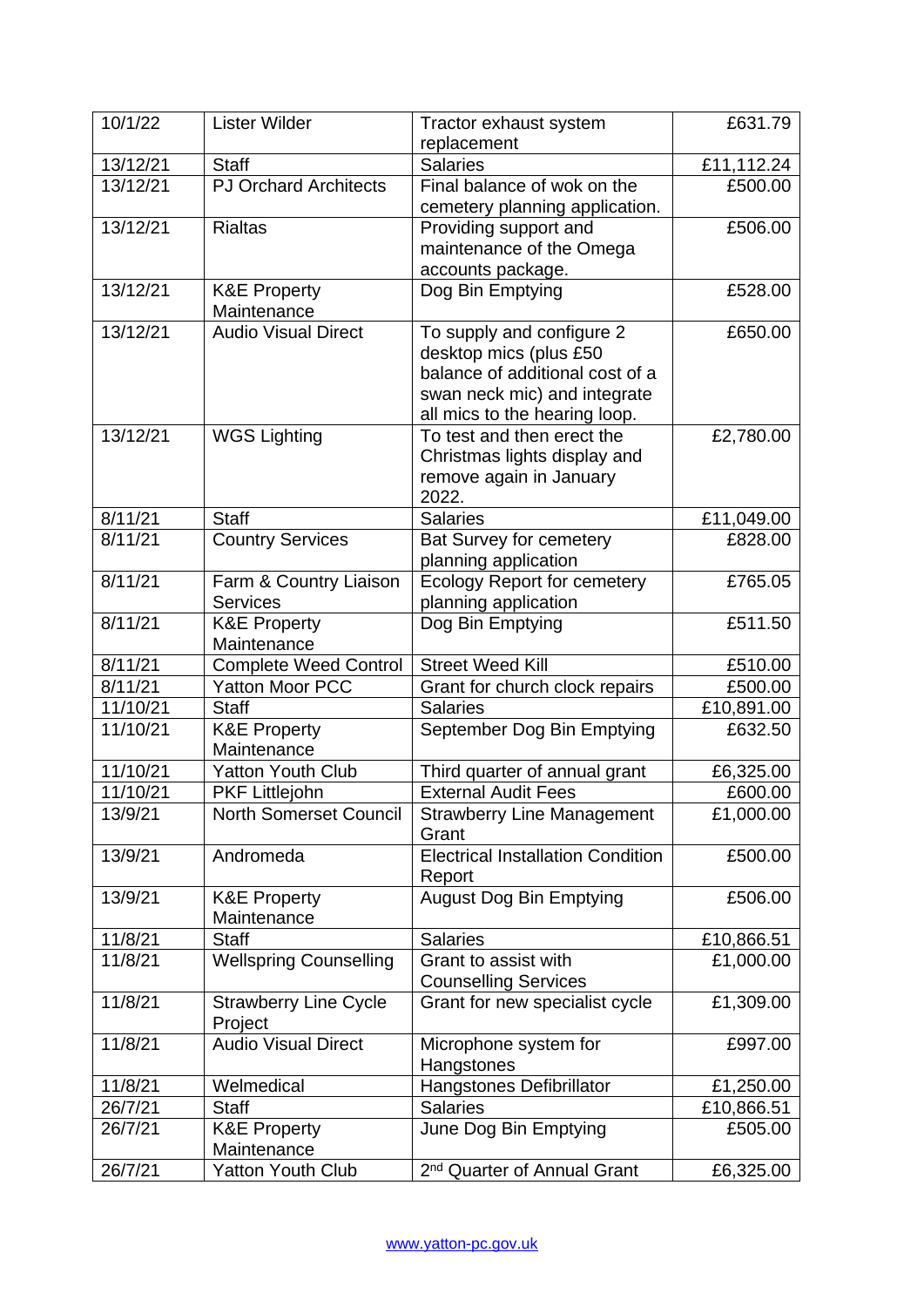| 10/1/22 | Lister Wilder | Tractor exhaust system replacement | £631.79 |
|---|---|---|---|
| 13/12/21 | Staff | Salaries | £11,112.24 |
| 13/12/21 | PJ Orchard Architects | Final balance of wok on the cemetery planning application. | £500.00 |
| 13/12/21 | Rialtas | Providing support and maintenance of the Omega accounts package. | £506.00 |
| 13/12/21 | K&E Property Maintenance | Dog Bin Emptying | £528.00 |
| 13/12/21 | Audio Visual Direct | To supply and configure 2 desktop mics (plus £50 balance of additional cost of a swan neck mic) and integrate all mics to the hearing loop. | £650.00 |
| 13/12/21 | WGS Lighting | To test and then erect the Christmas lights display and remove again in January 2022. | £2,780.00 |
| 8/11/21 | Staff | Salaries | £11,049.00 |
| 8/11/21 | Country Services | Bat Survey for cemetery planning application | £828.00 |
| 8/11/21 | Farm & Country Liaison Services | Ecology Report for cemetery planning application | £765.05 |
| 8/11/21 | K&E Property Maintenance | Dog Bin Emptying | £511.50 |
| 8/11/21 | Complete Weed Control | Street Weed Kill | £510.00 |
| 8/11/21 | Yatton Moor PCC | Grant for church clock repairs | £500.00 |
| 11/10/21 | Staff | Salaries | £10,891.00 |
| 11/10/21 | K&E Property Maintenance | September Dog Bin Emptying | £632.50 |
| 11/10/21 | Yatton Youth Club | Third quarter of annual grant | £6,325.00 |
| 11/10/21 | PKF Littlejohn | External Audit Fees | £600.00 |
| 13/9/21 | North Somerset Council | Strawberry Line Management Grant | £1,000.00 |
| 13/9/21 | Andromeda | Electrical Installation Condition Report | £500.00 |
| 13/9/21 | K&E Property Maintenance | August Dog Bin Emptying | £506.00 |
| 11/8/21 | Staff | Salaries | £10,866.51 |
| 11/8/21 | Wellspring Counselling | Grant to assist with Counselling Services | £1,000.00 |
| 11/8/21 | Strawberry Line Cycle Project | Grant for new specialist cycle | £1,309.00 |
| 11/8/21 | Audio Visual Direct | Microphone system for Hangstones | £997.00 |
| 11/8/21 | Welmedical | Hangstones Defibrillator | £1,250.00 |
| 26/7/21 | Staff | Salaries | £10,866.51 |
| 26/7/21 | K&E Property Maintenance | June Dog Bin Emptying | £505.00 |
| 26/7/21 | Yatton Youth Club | 2nd Quarter of Annual Grant | £6,325.00 |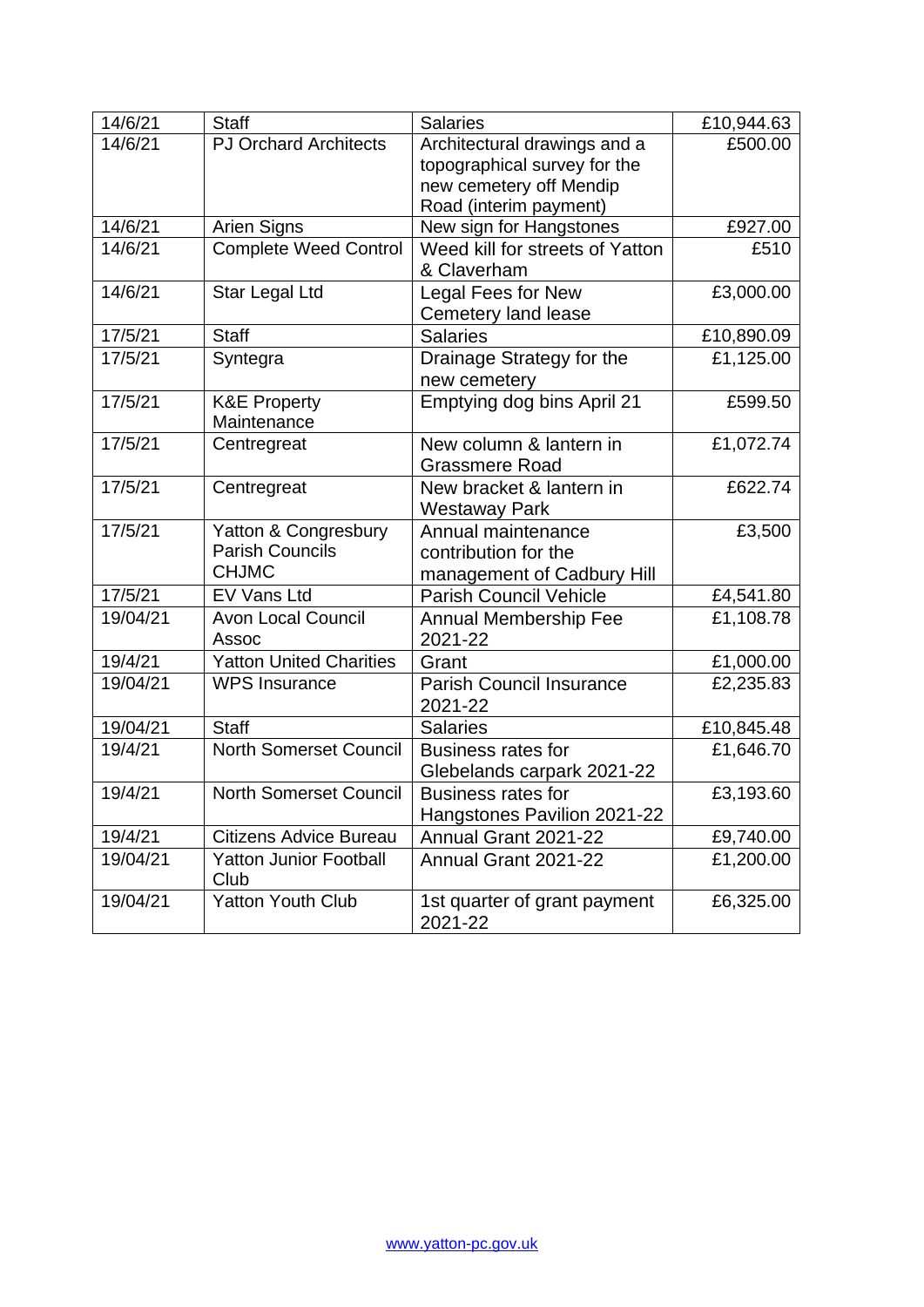| | | | |
|---|---|---|---|
| 14/6/21 | Staff | Salaries | £10,944.63 |
| 14/6/21 | PJ Orchard Architects | Architectural drawings and a topographical survey for the new cemetery off Mendip Road (interim payment) | £500.00 |
| 14/6/21 | Arien Signs | New sign for Hangstones | £927.00 |
| 14/6/21 | Complete Weed Control | Weed kill for streets of Yatton & Claverham | £510 |
| 14/6/21 | Star Legal Ltd | Legal Fees for New Cemetery land lease | £3,000.00 |
| 17/5/21 | Staff | Salaries | £10,890.09 |
| 17/5/21 | Syntegra | Drainage Strategy for the new cemetery | £1,125.00 |
| 17/5/21 | K&E Property Maintenance | Emptying dog bins April 21 | £599.50 |
| 17/5/21 | Centregreat | New column & lantern in Grassmere Road | £1,072.74 |
| 17/5/21 | Centregreat | New bracket & lantern in Westaway Park | £622.74 |
| 17/5/21 | Yatton & Congresbury Parish Councils CHJMC | Annual maintenance contribution for the management of Cadbury Hill | £3,500 |
| 17/5/21 | EV Vans Ltd | Parish Council Vehicle | £4,541.80 |
| 19/04/21 | Avon Local Council Assoc | Annual Membership Fee 2021-22 | £1,108.78 |
| 19/4/21 | Yatton United Charities | Grant | £1,000.00 |
| 19/04/21 | WPS Insurance | Parish Council Insurance 2021-22 | £2,235.83 |
| 19/04/21 | Staff | Salaries | £10,845.48 |
| 19/4/21 | North Somerset Council | Business rates for Glebelands carpark 2021-22 | £1,646.70 |
| 19/4/21 | North Somerset Council | Business rates for Hangstones Pavilion 2021-22 | £3,193.60 |
| 19/4/21 | Citizens Advice Bureau | Annual Grant 2021-22 | £9,740.00 |
| 19/04/21 | Yatton Junior Football Club | Annual Grant 2021-22 | £1,200.00 |
| 19/04/21 | Yatton Youth Club | 1st quarter of grant payment 2021-22 | £6,325.00 |

www.yatton-pc.gov.uk